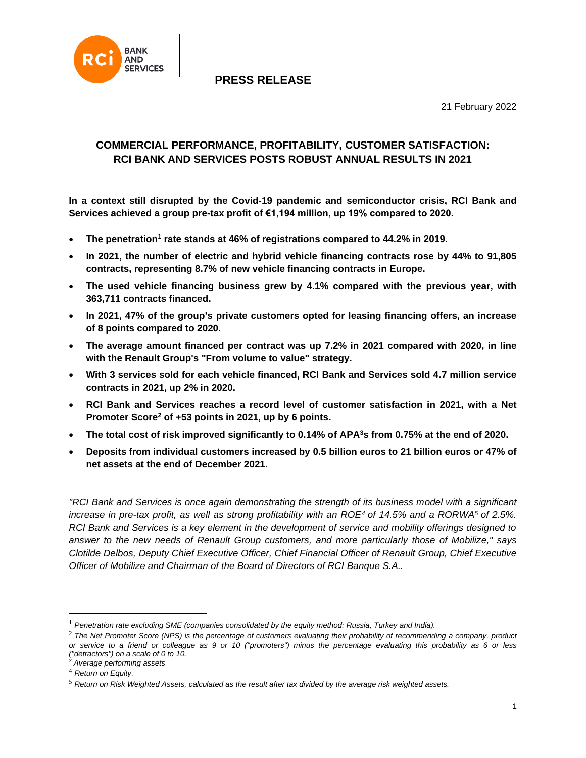RCI BANK AND SERVICES

**PRESS RELEASE**

21 February 2022

## COMMERCIAL PERFORMANCE, PROFITABILITY, CUSTOMER SATISFACTION: RCI BANK AND SERVICES POSTS ROBUST ANNUAL RESULTS IN 2021

**In a context still disrupted by the Covid-19 pandemic and semiconductor crisis, RCI Bank and Services achieved a group pre-tax profit of €1,194 million, up 19% compared to 2020.**

- **The penetration[1] rate stands at 46% of registrations compared to 44.2% in 2019.**
- **In 2021, the number of electric and hybrid vehicle financing contracts rose by 44% to 91,805 contracts, representing 8.7% of new vehicle financing contracts in Europe.**
- **The used vehicle financing business grew by 4.1% compared with the previous year, with 363,711 contracts financed.**
- **In 2021, 47% of the group's private customers opted for leasing financing offers, an increase of 8 points compared to 2020.**
- **The average amount financed per contract was up 7.2% in 2021 compared with 2020, in line with the Renault Group's "From volume to value" strategy.**
- **With 3 services sold for each vehicle financed, RCI Bank and Services sold 4.7 million service contracts in 2021, up 2% in 2020.**
- **RCI Bank and Services reaches a record level of customer satisfaction in 2021, with a Net Promoter Score[2] of +53 points in 2021, up by 6 points.**
- **The total cost of risk improved significantly to 0.14% of APA[3]s from 0.75% at the end of 2020.**
- **Deposits from individual customers increased by 0.5 billion euros to 21 billion euros or 47% of net assets at the end of December 2021.**

*"RCI Bank and Services is once again demonstrating the strength of its business model with a significant increase in pre-tax profit, as well as strong profitability with an ROE[4] of 14.5% and a RORWA[5] of 2.5%. RCI Bank and Services is a key element in the development of service and mobility offerings designed to answer to the new needs of Renault Group customers, and more particularly those of Mobilize," says Clotilde Delbos, Deputy Chief Executive Officer, Chief Financial Officer of Renault Group, Chief Executive Officer of Mobilize and Chairman of the Board of Directors of RCI Banque S.A..*

---

[1] *Penetration rate excluding SME (companies consolidated by the equity method: Russia, Turkey and India).*

[2] *The Net Promoter Score (NPS) is the percentage of customers evaluating their probability of recommending a company, product or service to a friend or colleague as 9 or 10 ("promoters") minus the percentage evaluating this probability as 6 or less ("detractors") on a scale of 0 to 10.*

[3] *Average performing assets*

[4] *Return on Equity.*

[5] *Return on Risk Weighted Assets, calculated as the result after tax divided by the average risk weighted assets.*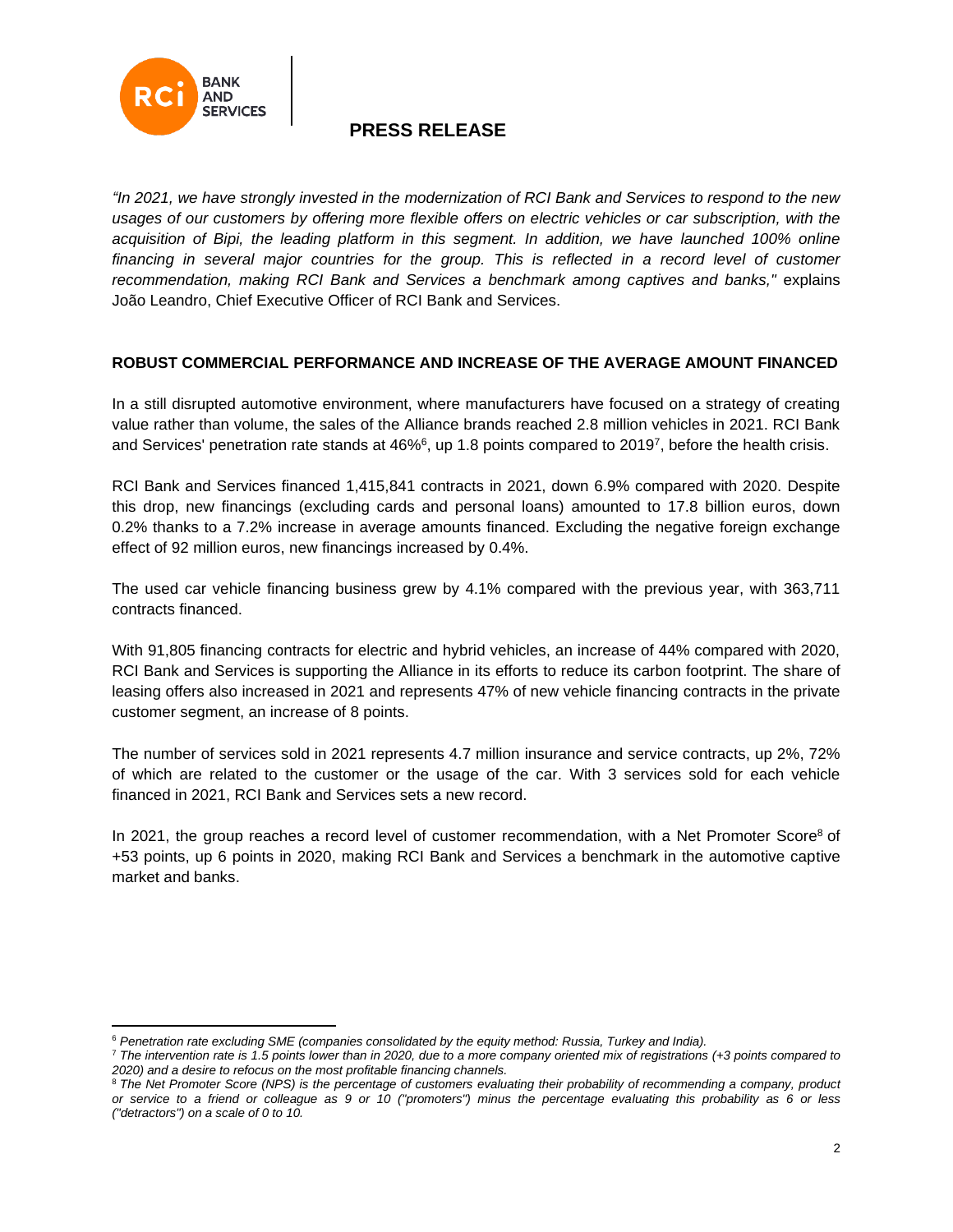**PRESS RELEASE**

*"In 2021, we have strongly invested in the modernization of RCI Bank and Services to respond to the new usages of our customers by offering more flexible offers on electric vehicles or car subscription, with the acquisition of Bipi, the leading platform in this segment. In addition, we have launched 100% online financing in several major countries for the group. This is reflected in a record level of customer recommendation, making RCI Bank and Services a benchmark among captives and banks,"* explains João Leandro, Chief Executive Officer of RCI Bank and Services.

**ROBUST COMMERCIAL PERFORMANCE AND INCREASE OF THE AVERAGE AMOUNT FINANCED**

In a still disrupted automotive environment, where manufacturers have focused on a strategy of creating value rather than volume, the sales of the Alliance brands reached 2.8 million vehicles in 2021. RCI Bank and Services' penetration rate stands at 46%[6], up 1.8 points compared to 2019[7], before the health crisis.

RCI Bank and Services financed 1,415,841 contracts in 2021, down 6.9% compared with 2020. Despite this drop, new financings (excluding cards and personal loans) amounted to 17.8 billion euros, down 0.2% thanks to a 7.2% increase in average amounts financed. Excluding the negative foreign exchange effect of 92 million euros, new financings increased by 0.4%.

The used car vehicle financing business grew by 4.1% compared with the previous year, with 363,711 contracts financed.

With 91,805 financing contracts for electric and hybrid vehicles, an increase of 44% compared with 2020, RCI Bank and Services is supporting the Alliance in its efforts to reduce its carbon footprint. The share of leasing offers also increased in 2021 and represents 47% of new vehicle financing contracts in the private customer segment, an increase of 8 points.

The number of services sold in 2021 represents 4.7 million insurance and service contracts, up 2%, 72% of which are related to the customer or the usage of the car. With 3 services sold for each vehicle financed in 2021, RCI Bank and Services sets a new record.

In 2021, the group reaches a record level of customer recommendation, with a Net Promoter Score[8] of +53 points, up 6 points in 2020, making RCI Bank and Services a benchmark in the automotive captive market and banks.

---

[6] *Penetration rate excluding SME (companies consolidated by the equity method: Russia, Turkey and India).*

[7] *The intervention rate is 1.5 points lower than in 2020, due to a more company oriented mix of registrations (+3 points compared to 2020) and a desire to refocus on the most profitable financing channels.*

[8] *The Net Promoter Score (NPS) is the percentage of customers evaluating their probability of recommending a company, product or service to a friend or colleague as 9 or 10 ("promoters") minus the percentage evaluating this probability as 6 or less ("detractors") on a scale of 0 to 10.*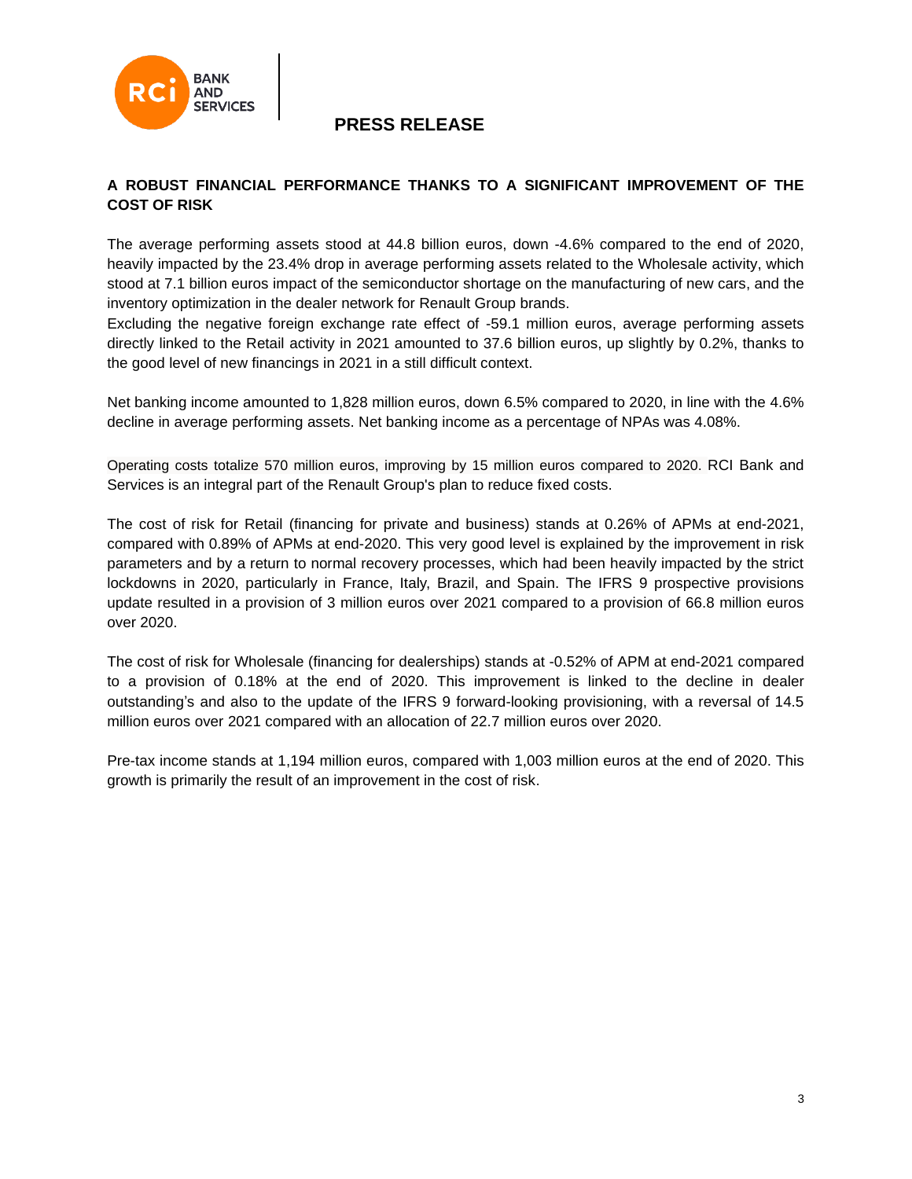**PRESS RELEASE**

## A ROBUST FINANCIAL PERFORMANCE THANKS TO A SIGNIFICANT IMPROVEMENT OF THE COST OF RISK

The average performing assets stood at 44.8 billion euros, down -4.6% compared to the end of 2020, heavily impacted by the 23.4% drop in average performing assets related to the Wholesale activity, which stood at 7.1 billion euros impact of the semiconductor shortage on the manufacturing of new cars, and the inventory optimization in the dealer network for Renault Group brands.
Excluding the negative foreign exchange rate effect of -59.1 million euros, average performing assets directly linked to the Retail activity in 2021 amounted to 37.6 billion euros, up slightly by 0.2%, thanks to the good level of new financings in 2021 in a still difficult context.

Net banking income amounted to 1,828 million euros, down 6.5% compared to 2020, in line with the 4.6% decline in average performing assets. Net banking income as a percentage of NPAs was 4.08%.

Operating costs totalize 570 million euros, improving by 15 million euros compared to 2020. RCI Bank and Services is an integral part of the Renault Group's plan to reduce fixed costs.

The cost of risk for Retail (financing for private and business) stands at 0.26% of APMs at end-2021, compared with 0.89% of APMs at end-2020. This very good level is explained by the improvement in risk parameters and by a return to normal recovery processes, which had been heavily impacted by the strict lockdowns in 2020, particularly in France, Italy, Brazil, and Spain. The IFRS 9 prospective provisions update resulted in a provision of 3 million euros over 2021 compared to a provision of 66.8 million euros over 2020.

The cost of risk for Wholesale (financing for dealerships) stands at -0.52% of APM at end-2021 compared to a provision of 0.18% at the end of 2020. This improvement is linked to the decline in dealer outstanding's and also to the update of the IFRS 9 forward-looking provisioning, with a reversal of 14.5 million euros over 2021 compared with an allocation of 22.7 million euros over 2020.

Pre-tax income stands at 1,194 million euros, compared with 1,003 million euros at the end of 2020. This growth is primarily the result of an improvement in the cost of risk.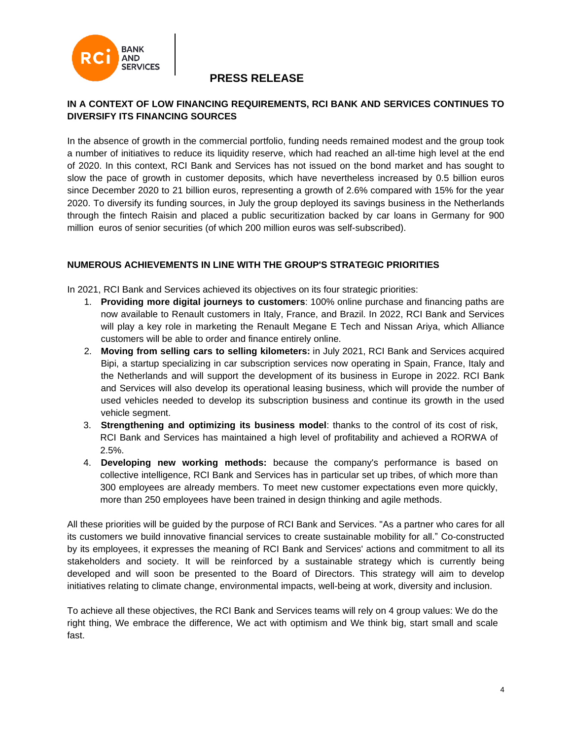**PRESS RELEASE**

## IN A CONTEXT OF LOW FINANCING REQUIREMENTS, RCI BANK AND SERVICES CONTINUES TO DIVERSIFY ITS FINANCING SOURCES

In the absence of growth in the commercial portfolio, funding needs remained modest and the group took a number of initiatives to reduce its liquidity reserve, which had reached an all-time high level at the end of 2020. In this context, RCI Bank and Services has not issued on the bond market and has sought to slow the pace of growth in customer deposits, which have nevertheless increased by 0.5 billion euros since December 2020 to 21 billion euros, representing a growth of 2.6% compared with 15% for the year 2020. To diversify its funding sources, in July the group deployed its savings business in the Netherlands through the fintech Raisin and placed a public securitization backed by car loans in Germany for 900 million euros of senior securities (of which 200 million euros was self-subscribed).

## NUMEROUS ACHIEVEMENTS IN LINE WITH THE GROUP'S STRATEGIC PRIORITIES

In 2021, RCI Bank and Services achieved its objectives on its four strategic priorities:

1. **Providing more digital journeys to customers**: 100% online purchase and financing paths are now available to Renault customers in Italy, France, and Brazil. In 2022, RCI Bank and Services will play a key role in marketing the Renault Megane E Tech and Nissan Ariya, which Alliance customers will be able to order and finance entirely online.
2. **Moving from selling cars to selling kilometers:** in July 2021, RCI Bank and Services acquired Bipi, a startup specializing in car subscription services now operating in Spain, France, Italy and the Netherlands and will support the development of its business in Europe in 2022. RCI Bank and Services will also develop its operational leasing business, which will provide the number of used vehicles needed to develop its subscription business and continue its growth in the used vehicle segment.
3. **Strengthening and optimizing its business model**: thanks to the control of its cost of risk, RCI Bank and Services has maintained a high level of profitability and achieved a RORWA of 2.5%.
4. **Developing new working methods:** because the company's performance is based on collective intelligence, RCI Bank and Services has in particular set up tribes, of which more than 300 employees are already members. To meet new customer expectations even more quickly, more than 250 employees have been trained in design thinking and agile methods.

All these priorities will be guided by the purpose of RCI Bank and Services. "As a partner who cares for all its customers we build innovative financial services to create sustainable mobility for all." Co-constructed by its employees, it expresses the meaning of RCI Bank and Services' actions and commitment to all its stakeholders and society. It will be reinforced by a sustainable strategy which is currently being developed and will soon be presented to the Board of Directors. This strategy will aim to develop initiatives relating to climate change, environmental impacts, well-being at work, diversity and inclusion.

To achieve all these objectives, the RCI Bank and Services teams will rely on 4 group values: We do the right thing, We embrace the difference, We act with optimism and We think big, start small and scale fast.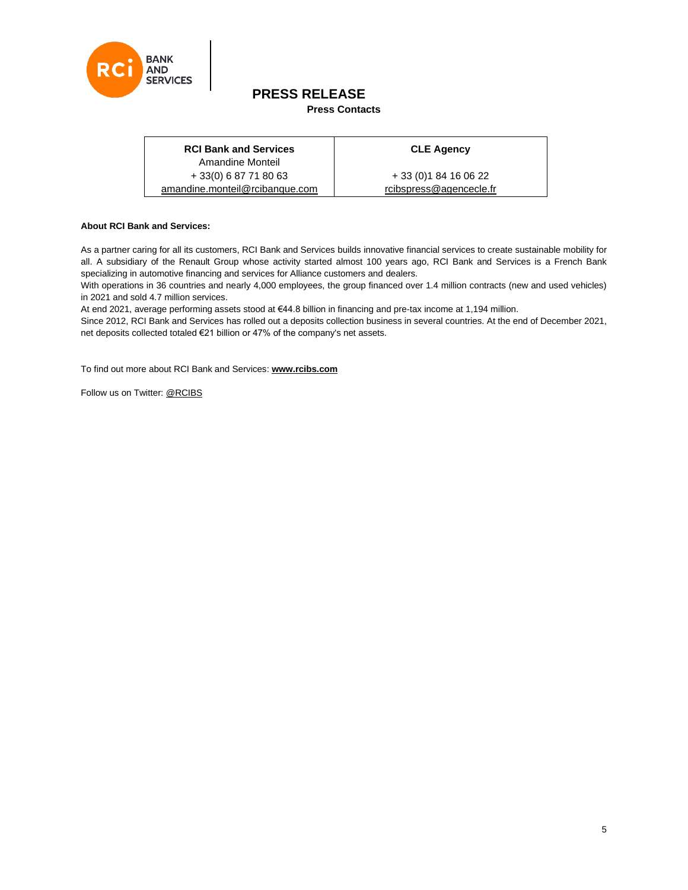# PRESS RELEASE

**Press Contacts**

| **RCI Bank and Services** | **CLE Agency** |
|---|---|
| Amandine Monteil | |
| + 33(0) 6 87 71 80 63 | + 33 (0)1 84 16 06 22 |
| amandine.monteil@rcibanque.com | rcibspress@agencecle.fr |

**About RCI Bank and Services:**

As a partner caring for all its customers, RCI Bank and Services builds innovative financial services to create sustainable mobility for all. A subsidiary of the Renault Group whose activity started almost 100 years ago, RCI Bank and Services is a French Bank specializing in automotive financing and services for Alliance customers and dealers.
With operations in 36 countries and nearly 4,000 employees, the group financed over 1.4 million contracts (new and used vehicles) in 2021 and sold 4.7 million services.
At end 2021, average performing assets stood at €44.8 billion in financing and pre-tax income at 1,194 million.
Since 2012, RCI Bank and Services has rolled out a deposits collection business in several countries. At the end of December 2021, net deposits collected totaled €21 billion or 47% of the company's net assets.

To find out more about RCI Bank and Services: **www.rcibs.com**

Follow us on Twitter: @RCIBS